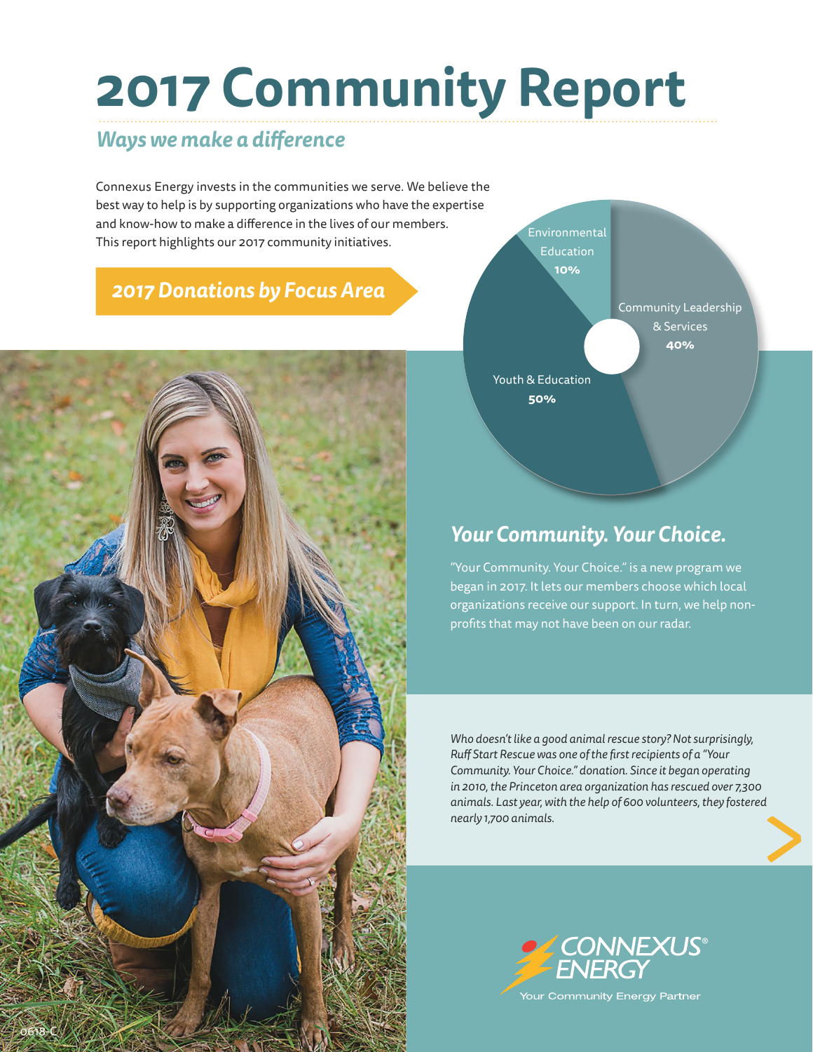# 2017 Community Report

## *Ways we make a difference*

Connexus Energy invests in the communities we serve. We believe the best way to help is by supporting organizations who have the expertise and know-how to make a difference in the lives of our members. This report highlights our 2017 community initiatives.

## *2017 Donations by Focus Area*

| Focus Area | Share |
|---|---|
| Environmental Education | **10%** |
| Community Leadership & Services | **40%** |
| Youth & Education | **50%** |

## *Your Community. Your Choice.*

"Your Community. Your Choice." is a new program we began in 2017. It lets our members choose which local organizations receive our support. In turn, we help non-profits that may not have been on our radar.

*Who doesn't like a good animal rescue story? Not surprisingly, Ruff Start Rescue was one of the first recipients of a "Your Community. Your Choice." donation. Since it began operating in 2010, the Princeton area organization has rescued over 7,300 animals. Last year, with the help of 600 volunteers, they fostered nearly 1,700 animals.*

CONNEXUS® ENERGY

Your Community Energy Partner

0618-C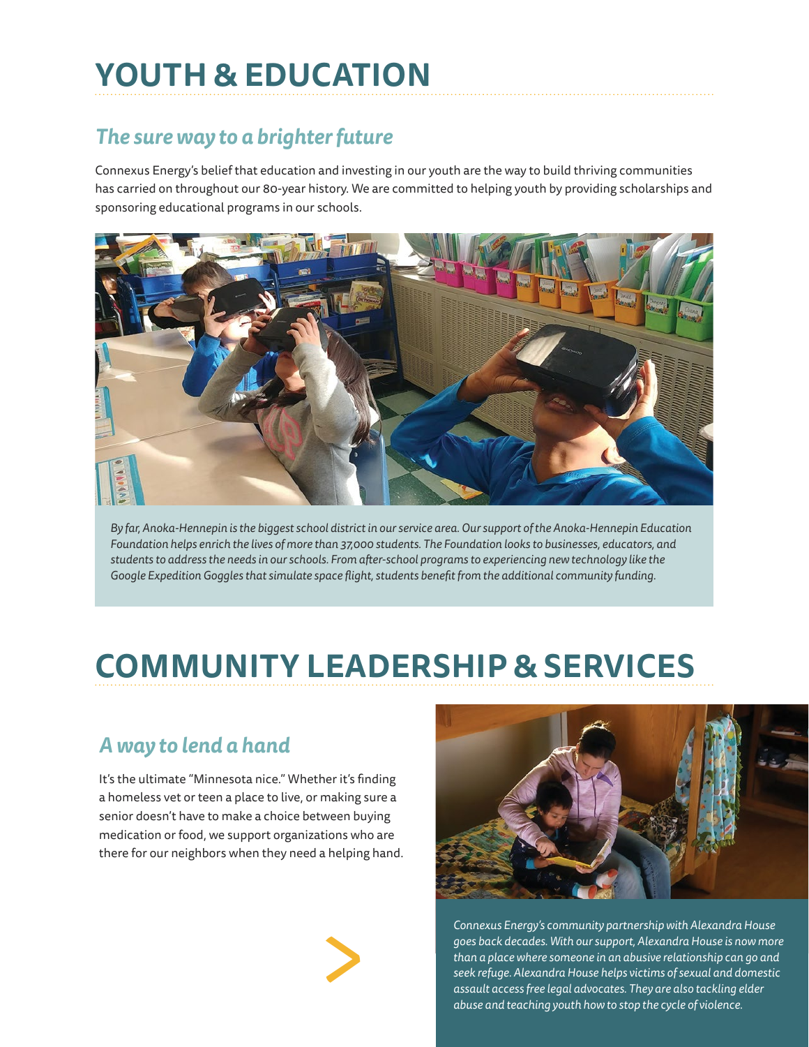# YOUTH & EDUCATION

## *The sure way to a brighter future*

Connexus Energy's belief that education and investing in our youth are the way to build thriving communities has carried on throughout our 80-year history. We are committed to helping youth by providing scholarships and sponsoring educational programs in our schools.

*By far, Anoka-Hennepin is the biggest school district in our service area. Our support of the Anoka-Hennepin Education Foundation helps enrich the lives of more than 37,000 students. The Foundation looks to businesses, educators, and students to address the needs in our schools. From after-school programs to experiencing new technology like the Google Expedition Goggles that simulate space flight, students benefit from the additional community funding.*

# COMMUNITY LEADERSHIP & SERVICES

## *A way to lend a hand*

It's the ultimate "Minnesota nice." Whether it's finding a homeless vet or teen a place to live, or making sure a senior doesn't have to make a choice between buying medication or food, we support organizations who are there for our neighbors when they need a helping hand.

*Connexus Energy's community partnership with Alexandra House goes back decades. With our support, Alexandra House is now more than a place where someone in an abusive relationship can go and seek refuge. Alexandra House helps victims of sexual and domestic assault access free legal advocates. They are also tackling elder abuse and teaching youth how to stop the cycle of violence.*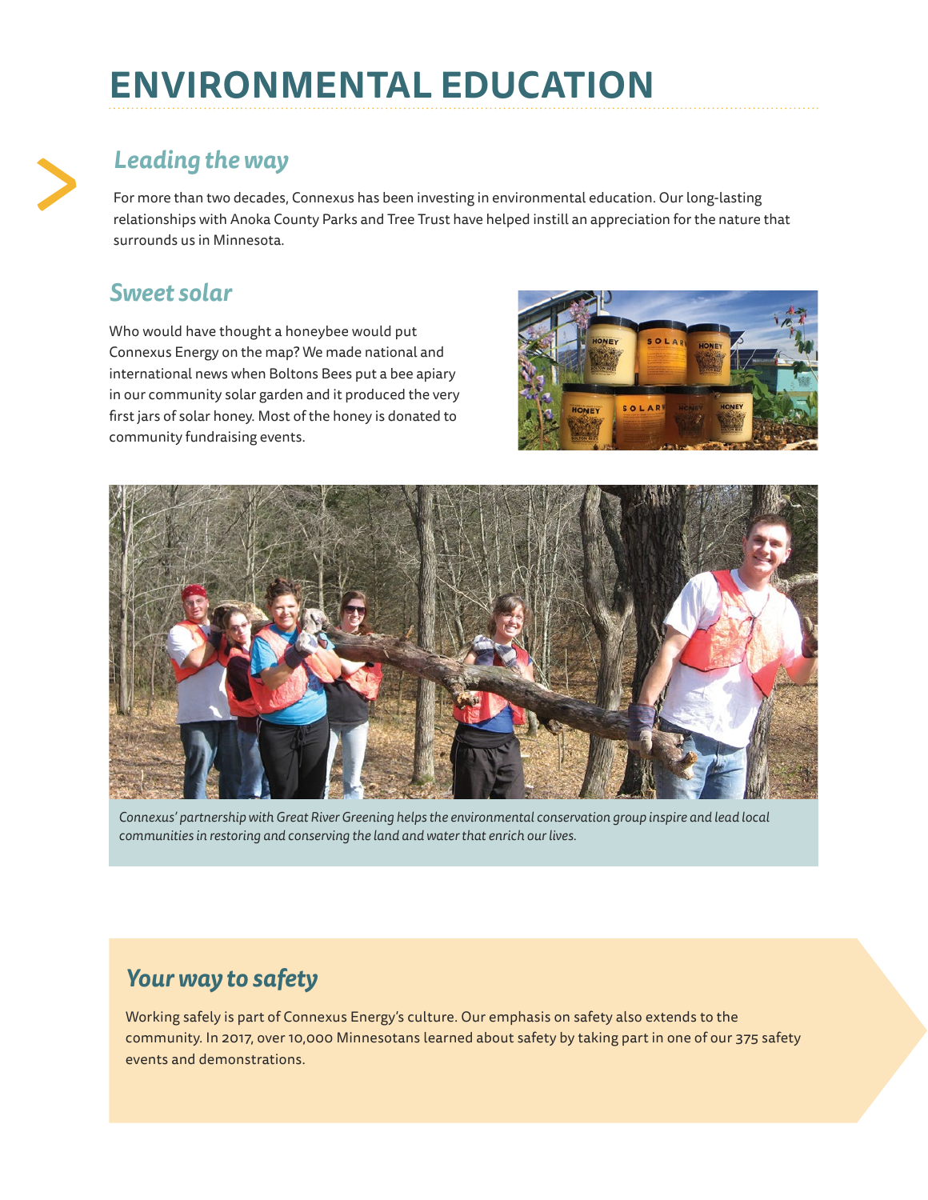# ENVIRONMENTAL EDUCATION

## *Leading the way*

For more than two decades, Connexus has been investing in environmental education. Our long-lasting relationships with Anoka County Parks and Tree Trust have helped instill an appreciation for the nature that surrounds us in Minnesota.

## *Sweet solar*

Who would have thought a honeybee would put Connexus Energy on the map? We made national and international news when Boltons Bees put a bee apiary in our community solar garden and it produced the very first jars of solar honey. Most of the honey is donated to community fundraising events.

*Connexus' partnership with Great River Greening helps the environmental conservation group inspire and lead local communities in restoring and conserving the land and water that enrich our lives.*

## *Your way to safety*

Working safely is part of Connexus Energy's culture. Our emphasis on safety also extends to the community. In 2017, over 10,000 Minnesotans learned about safety by taking part in one of our 375 safety events and demonstrations.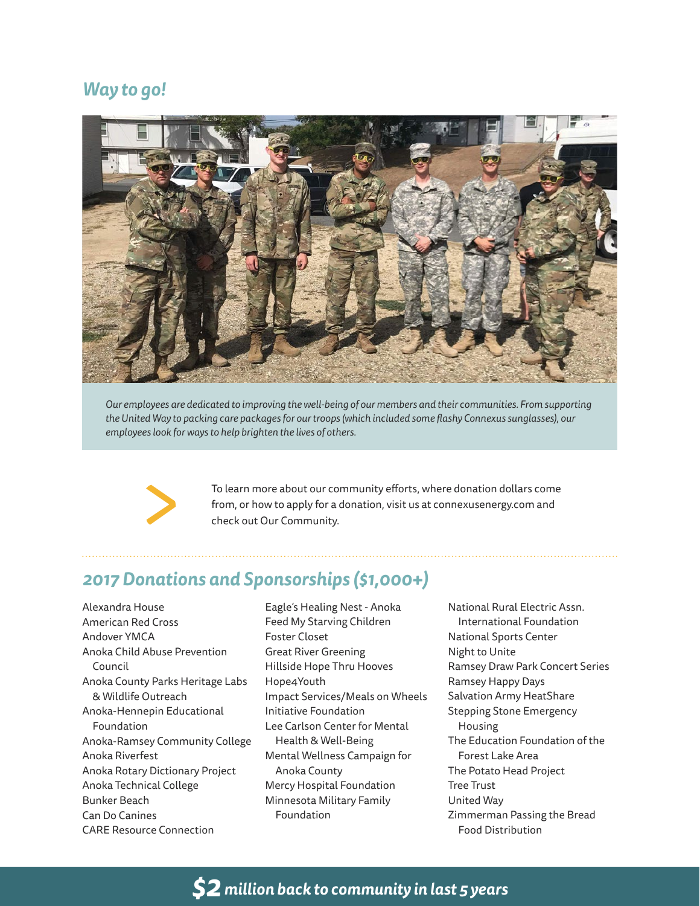## *Way to go!*

*Our employees are dedicated to improving the well-being of our members and their communities. From supporting the United Way to packing care packages for our troops (which included some flashy Connexus sunglasses), our employees look for ways to help brighten the lives of others.*

To learn more about our community efforts, where donation dollars come from, or how to apply for a donation, visit us at connexusenergy.com and check out Our Community.

## *2017 Donations and Sponsorships ($1,000+)*

Alexandra House
American Red Cross
Andover YMCA
Anoka Child Abuse Prevention Council
Anoka County Parks Heritage Labs & Wildlife Outreach
Anoka-Hennepin Educational Foundation
Anoka-Ramsey Community College
Anoka Riverfest
Anoka Rotary Dictionary Project
Anoka Technical College
Bunker Beach
Can Do Canines
CARE Resource Connection
Eagle's Healing Nest - Anoka
Feed My Starving Children
Foster Closet
Great River Greening
Hillside Hope Thru Hooves
Hope4Youth
Impact Services/Meals on Wheels
Initiative Foundation
Lee Carlson Center for Mental Health & Well-Being
Mental Wellness Campaign for Anoka County
Mercy Hospital Foundation
Minnesota Military Family Foundation
National Rural Electric Assn. International Foundation
National Sports Center
Night to Unite
Ramsey Draw Park Concert Series
Ramsey Happy Days
Salvation Army HeatShare
Stepping Stone Emergency Housing
The Education Foundation of the Forest Lake Area
The Potato Head Project
Tree Trust
United Way
Zimmerman Passing the Bread Food Distribution

***$2 million back to community in last 5 years***